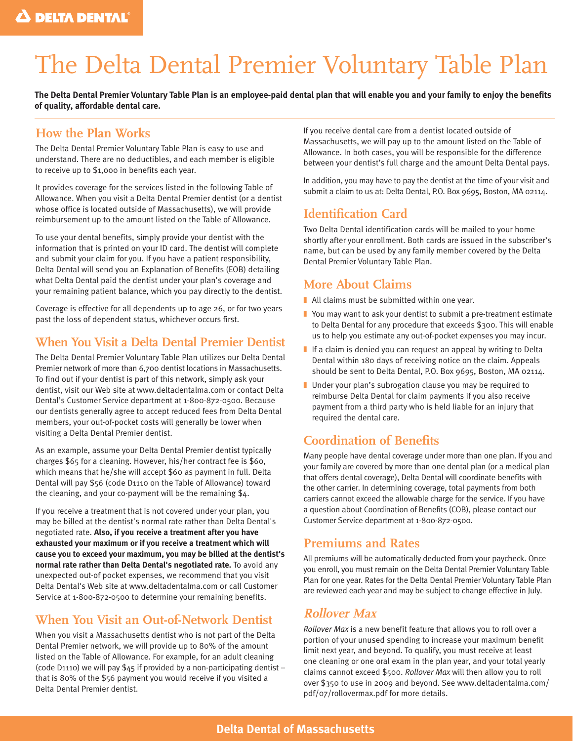# The Delta Dental Premier Voluntary Table Plan

**The Delta Dental Premier Voluntary Table Plan is an employee-paid dental plan that will enable you and your family to enjoy the benefits of quality, affordable dental care.**

## How the Plan Works

The Delta Dental Premier Voluntary Table Plan is easy to use and understand. There are no deductibles, and each member is eligible to receive up to $1,000 in benefits each year.

It provides coverage for the services listed in the following Table of Allowance. When you visit a Delta Dental Premier dentist (or a dentist whose office is located outside of Massachusetts), we will provide reimbursement up to the amount listed on the Table of Allowance.

To use your dental benefits, simply provide your dentist with the information that is printed on your ID card. The dentist will complete and submit your claim for you. If you have a patient responsibility, Delta Dental will send you an Explanation of Benefits (EOB) detailing what Delta Dental paid the dentist under your plan's coverage and your remaining patient balance, which you pay directly to the dentist.

Coverage is effective for all dependents up to age 26, or for two years past the loss of dependent status, whichever occurs first.

## When You Visit a Delta Dental Premier Dentist

The Delta Dental Premier Voluntary Table Plan utilizes our Delta Dental Premier network of more than 6,700 dentist locations in Massachusetts. To find out if your dentist is part of this network, simply ask your dentist, visit our Web site at www.deltadentalma.com or contact Delta Dental's Customer Service department at 1-800-872-0500. Because our dentists generally agree to accept reduced fees from Delta Dental members, your out-of-pocket costs will generally be lower when visiting a Delta Dental Premier dentist.

As an example, assume your Delta Dental Premier dentist typically charges $65 for a cleaning. However, his/her contract fee is $60, which means that he/she will accept $60 as payment in full. Delta Dental will pay $56 (code D1110 on the Table of Allowance) toward the cleaning, and your co-payment will be the remaining $4.

If you receive a treatment that is not covered under your plan, you may be billed at the dentist's normal rate rather than Delta Dental's negotiated rate. **Also, if you receive a treatment after you have exhausted your maximum or if you receive a treatment which will cause you to exceed your maximum, you may be billed at the dentist's normal rate rather than Delta Dental's negotiated rate.** To avoid any unexpected out-of pocket expenses, we recommend that you visit Delta Dental's Web site at www.deltadentalma.com or call Customer Service at 1-800-872-0500 to determine your remaining benefits.

## When You Visit an Out-of-Network Dentist

When you visit a Massachusetts dentist who is not part of the Delta Dental Premier network, we will provide up to 80% of the amount listed on the Table of Allowance. For example, for an adult cleaning (code D1110) we will pay $45 if provided by a non-participating dentist – that is 80% of the $56 payment you would receive if you visited a Delta Dental Premier dentist.

If you receive dental care from a dentist located outside of Massachusetts, we will pay up to the amount listed on the Table of Allowance. In both cases, you will be responsible for the difference between your dentist's full charge and the amount Delta Dental pays.

In addition, you may have to pay the dentist at the time of your visit and submit a claim to us at: Delta Dental, P.O. Box 9695, Boston, MA 02114.

## Identification Card

Two Delta Dental identification cards will be mailed to your home shortly after your enrollment. Both cards are issued in the subscriber's name, but can be used by any family member covered by the Delta Dental Premier Voluntary Table Plan.

## More About Claims

- All claims must be submitted within one year.
- You may want to ask your dentist to submit a pre-treatment estimate to Delta Dental for any procedure that exceeds $300. This will enable us to help you estimate any out-of-pocket expenses you may incur.
- If a claim is denied you can request an appeal by writing to Delta Dental within 180 days of receiving notice on the claim. Appeals should be sent to Delta Dental, P.O. Box 9695, Boston, MA 02114.
- Under your plan's subrogation clause you may be required to reimburse Delta Dental for claim payments if you also receive payment from a third party who is held liable for an injury that required the dental care.

## Coordination of Benefits

Many people have dental coverage under more than one plan. If you and your family are covered by more than one dental plan (or a medical plan that offers dental coverage), Delta Dental will coordinate benefits with the other carrier. In determining coverage, total payments from both carriers cannot exceed the allowable charge for the service. If you have a question about Coordination of Benefits (COB), please contact our Customer Service department at 1-800-872-0500.

## Premiums and Rates

All premiums will be automatically deducted from your paycheck. Once you enroll, you must remain on the Delta Dental Premier Voluntary Table Plan for one year. Rates for the Delta Dental Premier Voluntary Table Plan are reviewed each year and may be subject to change effective in July.

## *Rollover Max*

*Rollover Max* is a new benefit feature that allows you to roll over a portion of your unused spending to increase your maximum benefit limit next year, and beyond. To qualify, you must receive at least one cleaning or one oral exam in the plan year, and your total yearly claims cannot exceed $500. *Rollover Max* will then allow you to roll over $350 to use in 2009 and beyond. See www.deltadentalma.com/pdf/07/rollovermax.pdf for more details.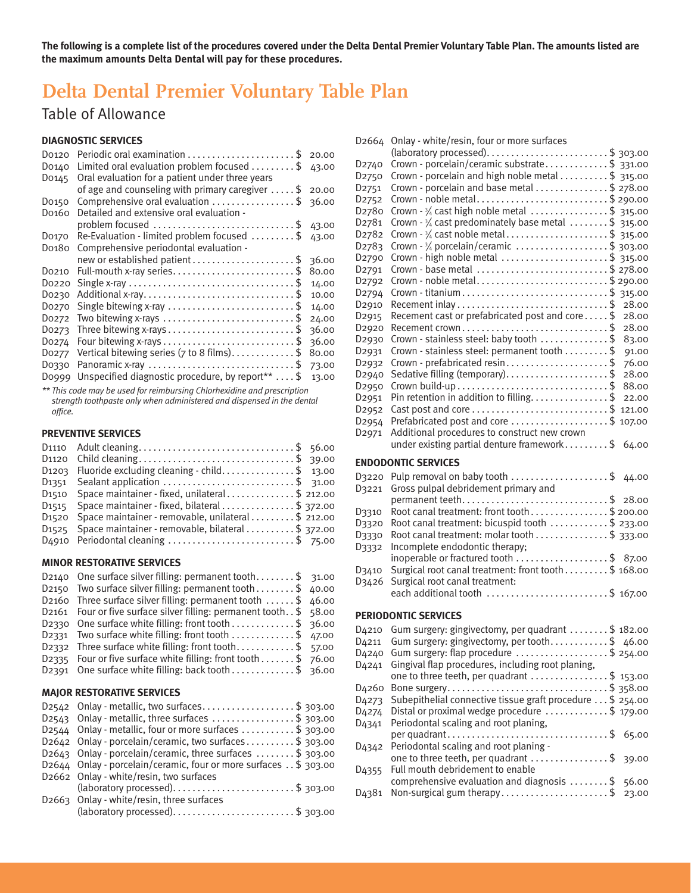**The following is a complete list of the procedures covered under the Delta Dental Premier Voluntary Table Plan. The amounts listed are the maximum amounts Delta Dental will pay for these procedures.**

# Delta Dental Premier Voluntary Table Plan

## Table of Allowance

### DIAGNOSTIC SERVICES

| Code | Procedure | Amount |
|---|---|---|
| D0120 | Periodic oral examination | $ 20.00 |
| D0140 | Limited oral evaluation problem focused | $ 43.00 |
| D0145 | Oral evaluation for a patient under three years of age and counseling with primary caregiver | $ 20.00 |
| D0150 | Comprehensive oral evaluation | $ 36.00 |
| D0160 | Detailed and extensive oral evaluation - problem focused | $ 43.00 |
| D0170 | Re-Evaluation - limited problem focused | $ 43.00 |
| D0180 | Comprehensive periodontal evaluation - new or established patient | $ 36.00 |
| D0210 | Full-mouth x-ray series | $ 80.00 |
| D0220 | Single x-ray | $ 14.00 |
| D0230 | Additional x-ray | $ 10.00 |
| D0270 | Single bitewing x-ray | $ 14.00 |
| D0272 | Two bitewing x-rays | $ 24.00 |
| D0273 | Three bitewing x-rays | $ 36.00 |
| D0274 | Four bitewing x-rays | $ 36.00 |
| D0277 | Vertical bitewing series (7 to 8 films) | $ 80.00 |
| D0330 | Panoramic x-ray | $ 73.00 |
| D0999 | Unspecified diagnostic procedure, by report** | $ 13.00 |

*** This code may be used for reimbursing Chlorhexidine and prescription strength toothpaste only when administered and dispensed in the dental office.*

### PREVENTIVE SERVICES

| Code | Procedure | Amount |
|---|---|---|
| D1110 | Adult cleaning | $ 56.00 |
| D1120 | Child cleaning | $ 39.00 |
| D1203 | Fluoride excluding cleaning - child | $ 13.00 |
| D1351 | Sealant application | $ 31.00 |
| D1510 | Space maintainer - fixed, unilateral | $ 212.00 |
| D1515 | Space maintainer - fixed, bilateral | $ 372.00 |
| D1520 | Space maintainer - removable, unilateral | $ 212.00 |
| D1525 | Space maintainer - removable, bilateral | $ 372.00 |
| D4910 | Periodontal cleaning | $ 75.00 |

### MINOR RESTORATIVE SERVICES

| Code | Procedure | Amount |
|---|---|---|
| D2140 | One surface silver filling: permanent tooth | $ 31.00 |
| D2150 | Two surface silver filling: permanent tooth | $ 40.00 |
| D2160 | Three surface silver filling: permanent tooth | $ 46.00 |
| D2161 | Four or five surface silver filling: permanent tooth | $ 58.00 |
| D2330 | One surface white filling: front tooth | $ 36.00 |
| D2331 | Two surface white filling: front tooth | $ 47.00 |
| D2332 | Three surface white filling: front tooth | $ 57.00 |
| D2335 | Four or five surface white filling: front tooth | $ 76.00 |
| D2391 | One surface white filling: back tooth | $ 36.00 |

### MAJOR RESTORATIVE SERVICES

| Code | Procedure | Amount |
|---|---|---|
| D2542 | Onlay - metallic, two surfaces | $ 303.00 |
| D2543 | Onlay - metallic, three surfaces | $ 303.00 |
| D2544 | Onlay - metallic, four or more surfaces | $ 303.00 |
| D2642 | Onlay - porcelain/ceramic, two surfaces | $ 303.00 |
| D2643 | Onlay - porcelain/ceramic, three surfaces | $ 303.00 |
| D2644 | Onlay - porcelain/ceramic, four or more surfaces | $ 303.00 |
| D2662 | Onlay - white/resin, two surfaces (laboratory processed) | $ 303.00 |
| D2663 | Onlay - white/resin, three surfaces (laboratory processed) | $ 303.00 |
| D2664 | Onlay - white/resin, four or more surfaces (laboratory processed) | $ 303.00 |
| D2740 | Crown - porcelain/ceramic substrate | $ 331.00 |
| D2750 | Crown - porcelain and high noble metal | $ 315.00 |
| D2751 | Crown - porcelain and base metal | $ 278.00 |
| D2752 | Crown - noble metal | $ 290.00 |
| D2780 | Crown - ¾ cast high noble metal | $ 315.00 |
| D2781 | Crown - ¾ cast predominately base metal | $ 315.00 |
| D2782 | Crown - ¾ cast noble metal | $ 315.00 |
| D2783 | Crown - ¾ porcelain/ceramic | $ 303.00 |
| D2790 | Crown - high noble metal | $ 315.00 |
| D2791 | Crown - base metal | $ 278.00 |
| D2792 | Crown - noble metal | $ 290.00 |
| D2794 | Crown - titanium | $ 315.00 |
| D2910 | Recement inlay | $ 28.00 |
| D2915 | Recement cast or prefabricated post and core | $ 28.00 |
| D2920 | Recement crown | $ 28.00 |
| D2930 | Crown - stainless steel: baby tooth | $ 83.00 |
| D2931 | Crown - stainless steel: permanent tooth | $ 91.00 |
| D2932 | Crown - prefabricated resin | $ 76.00 |
| D2940 | Sedative filling (temporary) | $ 28.00 |
| D2950 | Crown build-up | $ 88.00 |
| D2951 | Pin retention in addition to filling | $ 22.00 |
| D2952 | Cast post and core | $ 121.00 |
| D2954 | Prefabricated post and core | $ 107.00 |
| D2971 | Additional procedures to construct new crown under existing partial denture framework | $ 64.00 |

### ENDODONTIC SERVICES

| Code | Procedure | Amount |
|---|---|---|
| D3220 | Pulp removal on baby tooth | $ 44.00 |
| D3221 | Gross pulpal debridement primary and permanent teeth | $ 28.00 |
| D3310 | Root canal treatment: front tooth | $ 200.00 |
| D3320 | Root canal treatment: bicuspid tooth | $ 233.00 |
| D3330 | Root canal treatment: molar tooth | $ 333.00 |
| D3332 | Incomplete endodontic therapy; inoperable or fractured tooth | $ 87.00 |
| D3410 | Surgical root canal treatment: front tooth | $ 168.00 |
| D3426 | Surgical root canal treatment: each additional tooth | $ 167.00 |

### PERIODONTIC SERVICES

| Code | Procedure | Amount |
|---|---|---|
| D4210 | Gum surgery: gingivectomy, per quadrant | $ 182.00 |
| D4211 | Gum surgery: gingivectomy, per tooth | $ 46.00 |
| D4240 | Gum surgery: flap procedure | $ 254.00 |
| D4241 | Gingival flap procedures, including root planing, one to three teeth, per quadrant | $ 153.00 |
| D4260 | Bone surgery | $ 358.00 |
| D4273 | Subepithelial connective tissue graft procedure | $ 254.00 |
| D4274 | Distal or proximal wedge procedure | $ 179.00 |
| D4341 | Periodontal scaling and root planing, per quadrant | $ 65.00 |
| D4342 | Periodontal scaling and root planing - one to three teeth, per quadrant | $ 39.00 |
| D4355 | Full mouth debridement to enable comprehensive evaluation and diagnosis | $ 56.00 |
| D4381 | Non-surgical gum therapy | $ 23.00 |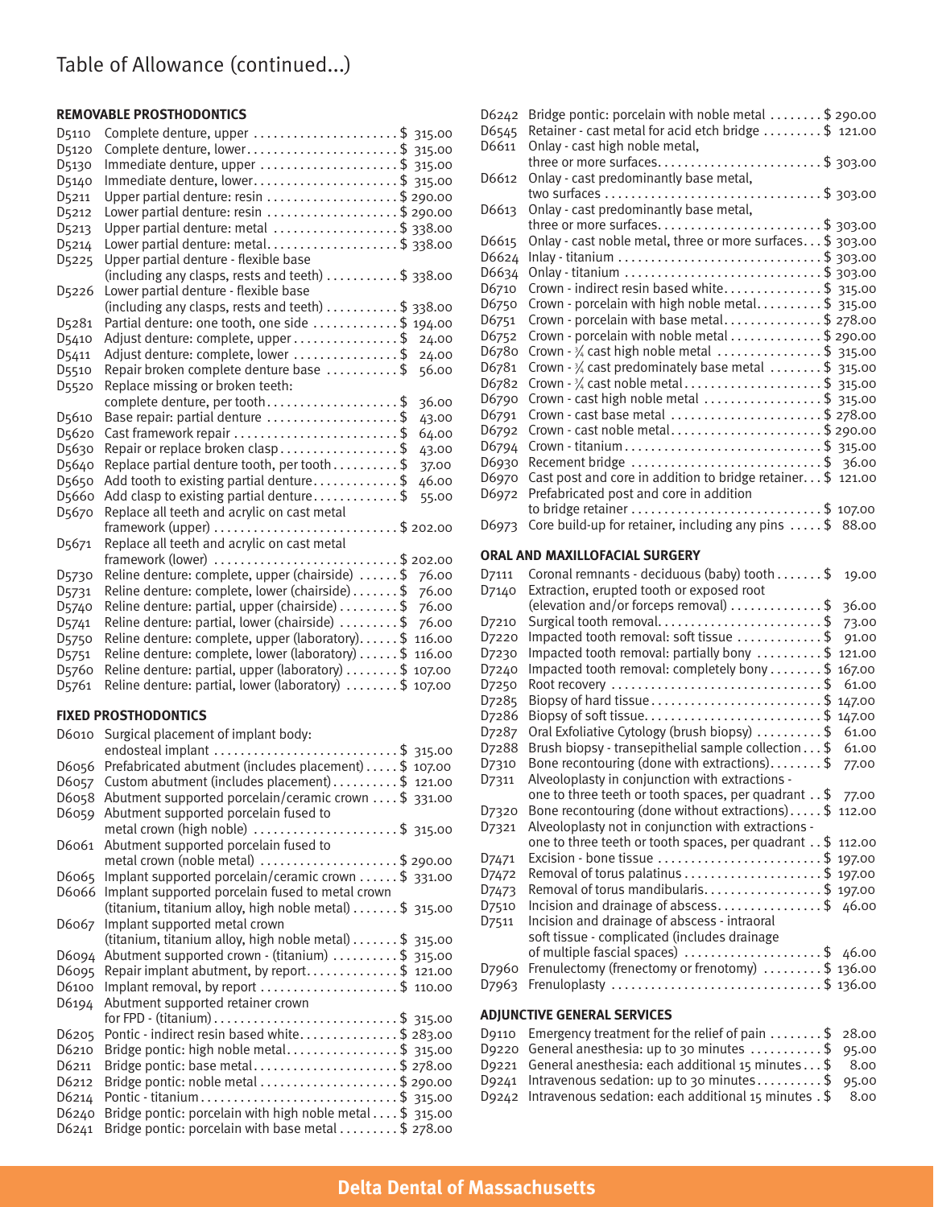# Table of Allowance (continued...)

### REMOVABLE PROSTHODONTICS

| Code | Description | Allowance |
|---|---|---|
| D5110 | Complete denture, upper | $ 315.00 |
| D5120 | Complete denture, lower | $ 315.00 |
| D5130 | Immediate denture, upper | $ 315.00 |
| D5140 | Immediate denture, lower | $ 315.00 |
| D5211 | Upper partial denture: resin | $ 290.00 |
| D5212 | Lower partial denture: resin | $ 290.00 |
| D5213 | Upper partial denture: metal | $ 338.00 |
| D5214 | Lower partial denture: metal | $ 338.00 |
| D5225 | Upper partial denture - flexible base (including any clasps, rests and teeth) | $ 338.00 |
| D5226 | Lower partial denture - flexible base (including any clasps, rests and teeth) | $ 338.00 |
| D5281 | Partial denture: one tooth, one side | $ 194.00 |
| D5410 | Adjust denture: complete, upper | $ 24.00 |
| D5411 | Adjust denture: complete, lower | $ 24.00 |
| D5510 | Repair broken complete denture base | $ 56.00 |
| D5520 | Replace missing or broken teeth: complete denture, per tooth | $ 36.00 |
| D5610 | Base repair: partial denture | $ 43.00 |
| D5620 | Cast framework repair | $ 64.00 |
| D5630 | Repair or replace broken clasp | $ 43.00 |
| D5640 | Replace partial denture tooth, per tooth | $ 37.00 |
| D5650 | Add tooth to existing partial denture | $ 46.00 |
| D5660 | Add clasp to existing partial denture | $ 55.00 |
| D5670 | Replace all teeth and acrylic on cast metal framework (upper) | $ 202.00 |
| D5671 | Replace all teeth and acrylic on cast metal framework (lower) | $ 202.00 |
| D5730 | Reline denture: complete, upper (chairside) | $ 76.00 |
| D5731 | Reline denture: complete, lower (chairside) | $ 76.00 |
| D5740 | Reline denture: partial, upper (chairside) | $ 76.00 |
| D5741 | Reline denture: partial, lower (chairside) | $ 76.00 |
| D5750 | Reline denture: complete, upper (laboratory) | $ 116.00 |
| D5751 | Reline denture: complete, lower (laboratory) | $ 116.00 |
| D5760 | Reline denture: partial, upper (laboratory) | $ 107.00 |
| D5761 | Reline denture: partial, lower (laboratory) | $ 107.00 |

### FIXED PROSTHODONTICS

| Code | Description | Allowance |
|---|---|---|
| D6010 | Surgical placement of implant body: endosteal implant | $ 315.00 |
| D6056 | Prefabricated abutment (includes placement) | $ 107.00 |
| D6057 | Custom abutment (includes placement) | $ 121.00 |
| D6058 | Abutment supported porcelain/ceramic crown | $ 331.00 |
| D6059 | Abutment supported porcelain fused to metal crown (high noble) | $ 315.00 |
| D6061 | Abutment supported porcelain fused to metal crown (noble metal) | $ 290.00 |
| D6065 | Implant supported porcelain/ceramic crown | $ 331.00 |
| D6066 | Implant supported porcelain fused to metal crown (titanium, titanium alloy, high noble metal) | $ 315.00 |
| D6067 | Implant supported metal crown (titanium, titanium alloy, high noble metal) | $ 315.00 |
| D6094 | Abutment supported crown - (titanium) | $ 315.00 |
| D6095 | Repair implant abutment, by report | $ 121.00 |
| D6100 | Implant removal, by report | $ 110.00 |
| D6194 | Abutment supported retainer crown for FPD - (titanium) | $ 315.00 |
| D6205 | Pontic - indirect resin based white | $ 283.00 |
| D6210 | Bridge pontic: high noble metal | $ 315.00 |
| D6211 | Bridge pontic: base metal | $ 278.00 |
| D6212 | Bridge pontic: noble metal | $ 290.00 |
| D6214 | Pontic - titanium | $ 315.00 |
| D6240 | Bridge pontic: porcelain with high noble metal | $ 315.00 |
| D6241 | Bridge pontic: porcelain with base metal | $ 278.00 |
| D6242 | Bridge pontic: porcelain with noble metal | $ 290.00 |
| D6545 | Retainer - cast metal for acid etch bridge | $ 121.00 |
| D6611 | Onlay - cast high noble metal, three or more surfaces | $ 303.00 |
| D6612 | Onlay - cast predominantly base metal, two surfaces | $ 303.00 |
| D6613 | Onlay - cast predominantly base metal, three or more surfaces | $ 303.00 |
| D6615 | Onlay - cast noble metal, three or more surfaces | $ 303.00 |
| D6624 | Inlay - titanium | $ 303.00 |
| D6634 | Onlay - titanium | $ 303.00 |
| D6710 | Crown - indirect resin based white | $ 315.00 |
| D6750 | Crown - porcelain with high noble metal | $ 315.00 |
| D6751 | Crown - porcelain with base metal | $ 278.00 |
| D6752 | Crown - porcelain with noble metal | $ 290.00 |
| D6780 | Crown - ¾ cast high noble metal | $ 315.00 |
| D6781 | Crown - ¾ cast predominately base metal | $ 315.00 |
| D6782 | Crown - ¾ cast noble metal | $ 315.00 |
| D6790 | Crown - cast high noble metal | $ 315.00 |
| D6791 | Crown - cast base metal | $ 278.00 |
| D6792 | Crown - cast noble metal | $ 290.00 |
| D6794 | Crown - titanium | $ 315.00 |
| D6930 | Recement bridge | $ 36.00 |
| D6970 | Cast post and core in addition to bridge retainer | $ 121.00 |
| D6972 | Prefabricated post and core in addition to bridge retainer | $ 107.00 |
| D6973 | Core build-up for retainer, including any pins | $ 88.00 |

### ORAL AND MAXILLOFACIAL SURGERY

| Code | Description | Allowance |
|---|---|---|
| D7111 | Coronal remnants - deciduous (baby) tooth | $ 19.00 |
| D7140 | Extraction, erupted tooth or exposed root (elevation and/or forceps removal) | $ 36.00 |
| D7210 | Surgical tooth removal | $ 73.00 |
| D7220 | Impacted tooth removal: soft tissue | $ 91.00 |
| D7230 | Impacted tooth removal: partially bony | $ 121.00 |
| D7240 | Impacted tooth removal: completely bony | $ 167.00 |
| D7250 | Root recovery | $ 61.00 |
| D7285 | Biopsy of hard tissue | $ 147.00 |
| D7286 | Biopsy of soft tissue | $ 147.00 |
| D7287 | Oral Exfoliative Cytology (brush biopsy) | $ 61.00 |
| D7288 | Brush biopsy - transepithelial sample collection | $ 61.00 |
| D7310 | Bone recontouring (done with extractions) | $ 77.00 |
| D7311 | Alveoloplasty in conjunction with extractions - one to three teeth or tooth spaces, per quadrant | $ 77.00 |
| D7320 | Bone recontouring (done without extractions) | $ 112.00 |
| D7321 | Alveoloplasty not in conjunction with extractions - one to three teeth or tooth spaces, per quadrant | $ 112.00 |
| D7471 | Excision - bone tissue | $ 197.00 |
| D7472 | Removal of torus palatinus | $ 197.00 |
| D7473 | Removal of torus mandibularis | $ 197.00 |
| D7510 | Incision and drainage of abscess | $ 46.00 |
| D7511 | Incision and drainage of abscess - intraoral soft tissue - complicated (includes drainage of multiple fascial spaces) | $ 46.00 |
| D7960 | Frenulectomy (frenectomy or frenotomy) | $ 136.00 |
| D7963 | Frenuloplasty | $ 136.00 |

### ADJUNCTIVE GENERAL SERVICES

| Code | Description | Allowance |
|---|---|---|
| D9110 | Emergency treatment for the relief of pain | $ 28.00 |
| D9220 | General anesthesia: up to 30 minutes | $ 95.00 |
| D9221 | General anesthesia: each additional 15 minutes | $ 8.00 |
| D9241 | Intravenous sedation: up to 30 minutes | $ 95.00 |
| D9242 | Intravenous sedation: each additional 15 minutes | $ 8.00 |

**Delta Dental of Massachusetts**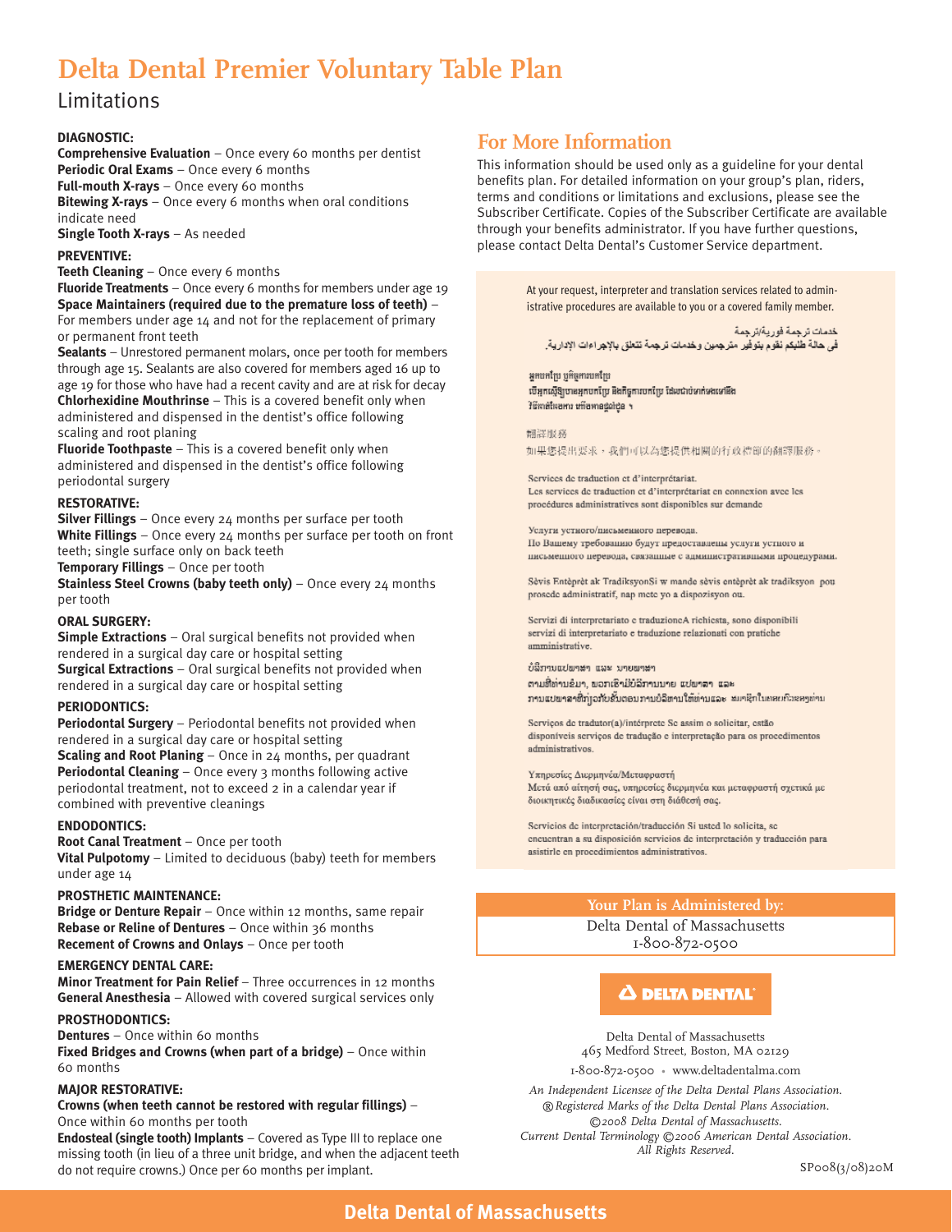# Delta Dental Premier Voluntary Table Plan

## Limitations

**DIAGNOSTIC:**

**Comprehensive Evaluation** – Once every 60 months per dentist
**Periodic Oral Exams** – Once every 6 months
**Full-mouth X-rays** – Once every 60 months
**Bitewing X-rays** – Once every 6 months when oral conditions indicate need
**Single Tooth X-rays** – As needed

**PREVENTIVE:**

**Teeth Cleaning** – Once every 6 months
**Fluoride Treatments** – Once every 6 months for members under age 19
**Space Maintainers (required due to the premature loss of teeth)** – For members under age 14 and not for the replacement of primary or permanent front teeth
**Sealants** – Unrestored permanent molars, once per tooth for members through age 15. Sealants are also covered for members aged 16 up to age 19 for those who have had a recent cavity and are at risk for decay
**Chlorhexidine Mouthrinse** – This is a covered benefit only when administered and dispensed in the dentist's office following scaling and root planing
**Fluoride Toothpaste** – This is a covered benefit only when administered and dispensed in the dentist's office following periodontal surgery

**RESTORATIVE:**

**Silver Fillings** – Once every 24 months per surface per tooth
**White Fillings** – Once every 24 months per surface per tooth on front teeth; single surface only on back teeth
**Temporary Fillings** – Once per tooth
**Stainless Steel Crowns (baby teeth only)** – Once every 24 months per tooth

**ORAL SURGERY:**

**Simple Extractions** – Oral surgical benefits not provided when rendered in a surgical day care or hospital setting
**Surgical Extractions** – Oral surgical benefits not provided when rendered in a surgical day care or hospital setting

**PERIODONTICS:**

**Periodontal Surgery** – Periodontal benefits not provided when rendered in a surgical day care or hospital setting
**Scaling and Root Planing** – Once in 24 months, per quadrant
**Periodontal Cleaning** – Once every 3 months following active periodontal treatment, not to exceed 2 in a calendar year if combined with preventive cleanings

**ENDODONTICS:**

**Root Canal Treatment** – Once per tooth
**Vital Pulpotomy** – Limited to deciduous (baby) teeth for members under age 14

**PROSTHETIC MAINTENANCE:**

**Bridge or Denture Repair** – Once within 12 months, same repair
**Rebase or Reline of Dentures** – Once within 36 months
**Recement of Crowns and Onlays** – Once per tooth

**EMERGENCY DENTAL CARE:**

**Minor Treatment for Pain Relief** – Three occurrences in 12 months
**General Anesthesia** – Allowed with covered surgical services only

**PROSTHODONTICS:**

**Dentures** – Once within 60 months
**Fixed Bridges and Crowns (when part of a bridge)** – Once within 60 months

**MAJOR RESTORATIVE:**

**Crowns (when teeth cannot be restored with regular fillings)** – Once within 60 months per tooth
**Endosteal (single tooth) Implants** – Covered as Type III to replace one missing tooth (in lieu of a three unit bridge, and when the adjacent teeth do not require crowns.) Once per 60 months per implant.

## For More Information

This information should be used only as a guideline for your dental benefits plan. For detailed information on your group's plan, riders, terms and conditions or limitations and exclusions, please see the Subscriber Certificate. Copies of the Subscriber Certificate are available through your benefits administrator. If you have further questions, please contact Delta Dental's Customer Service department.

At your request, interpreter and translation services related to administrative procedures are available to you or a covered family member.

خدمات ترجمة فورية/ترجمة
في حالة طلبكم تقوم بتوفير مترجمين وخدمات ترجمة تتعلق بالإجراءات الإدارية.

[Khmer text]

翻譯服務
如果您提出要求，我們可以為您提供相關的行政程序的翻譯服務。

Services de traduction et d'interprétariat.
Les services de traduction et d'interprétariat en connexion avec les procédures administratives sont disponibles sur demande

Услуги устного/письменного перевода.
По Вашему требованию будут предоставлены услуги устного и письменного перевода, связанные с административными процедурами.

Sèvis Entèprèt ak TradiksyonSi w mande sèvis entèprèt ak tradiksyon pou prosede administratif, nap mete yo a dispozisyon ou.

Servizi di interpretariato e traduzioneA richiesta, sono disponibili servizi di interpretariato e traduzione relazionati con pratiche amministrative.

[Lao text]

Serviços de tradutor(a)/intérprete Se assim o solicitar, estão disponíveis serviços de tradução e interpretação para os procedimentos administrativos.

Υπηρεσίες Διερμηνέα/Μεταφραστή
Μετά από αίτησή σας, υπηρεσίες διερμηνέα και μεταφραστή σχετικά με διοικητικές διαδικασίες είναι στη διάθεσή σας.

Servicios de interpretación/traducción Si usted lo solicita, se encuentran a su disposición servicios de interpretación y traducción para asistirle en procedimientos administrativos.

**Your Plan is Administered by:**
Delta Dental of Massachusetts
1-800-872-0500

DELTA DENTAL®

Delta Dental of Massachusetts
465 Medford Street, Boston, MA 02129

1-800-872-0500 • www.deltadentalma.com

*An Independent Licensee of the Delta Dental Plans Association.*
*® Registered Marks of the Delta Dental Plans Association.*
*©2008 Delta Dental of Massachusetts.*
*Current Dental Terminology ©2006 American Dental Association.*
*All Rights Reserved.*

SP008(3/08)20M

**Delta Dental of Massachusetts**